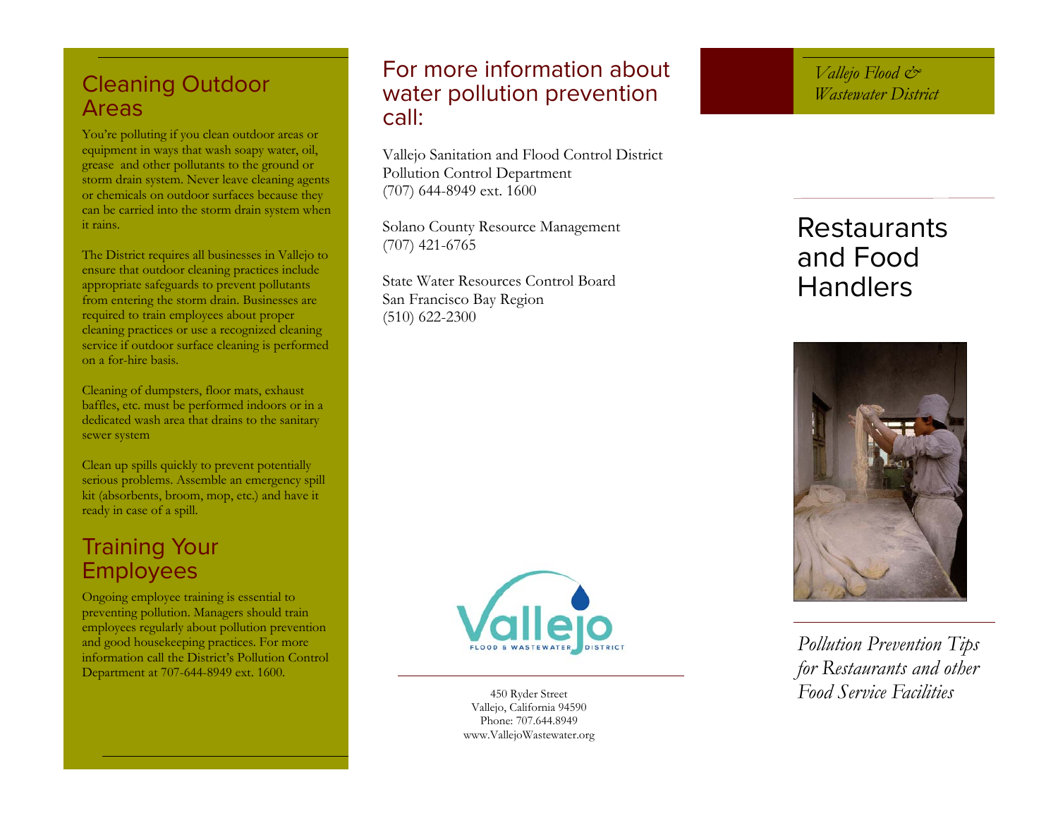## Cleaning Outdoor Areas

You're polluting if you clean outdoor areas or equipment in ways that wash soapy water, oil, grease and other pollutants to the ground or storm drain system. Never leave cleaning agents or chemicals on outdoor surfaces because they can be carried into the storm drain system when it rains.

The District requires all businesses in Vallejo to ensure that outdoor cleaning practices include appropriate safeguards to prevent pollutants from entering the storm drain. Businesses are required to train employees about proper cleaning practices or use a recognized cleaning service if outdoor surface cleaning is performed on a for-hire basis.

Cleaning of dumpsters, floor mats, exhaust baffles, etc. must be performed indoors or in a dedicated wash area that drains to the sanitary sewer system

Clean up spills quickly to prevent potentially serious problems. Assemble an emergency spill kit (absorbents, broom, mop, etc.) and have it ready in case of a spill.

## Training Your Employees

Ongoing employee training is essential to preventing pollution. Managers should train employees regularly about pollution prevention and good housekeeping practices. For more information call the District's Pollution Control Department at 707-644-8949 ext. 1600.

## For more information about water pollution prevention call:

Vallejo Sanitation and Flood Control District
Pollution Control Department
(707) 644-8949 ext. 1600

Solano County Resource Management
(707) 421-6765

State Water Resources Control Board
San Francisco Bay Region
(510) 622-2300

Vallejo FLOOD & WASTEWATER DISTRICT

450 Ryder Street
Vallejo, California 94590
Phone: 707.644.8949
www.VallejoWastewater.org

*Vallejo Flood & Wastewater District*

# Restaurants and Food Handlers

*Pollution Prevention Tips for Restaurants and other Food Service Facilities*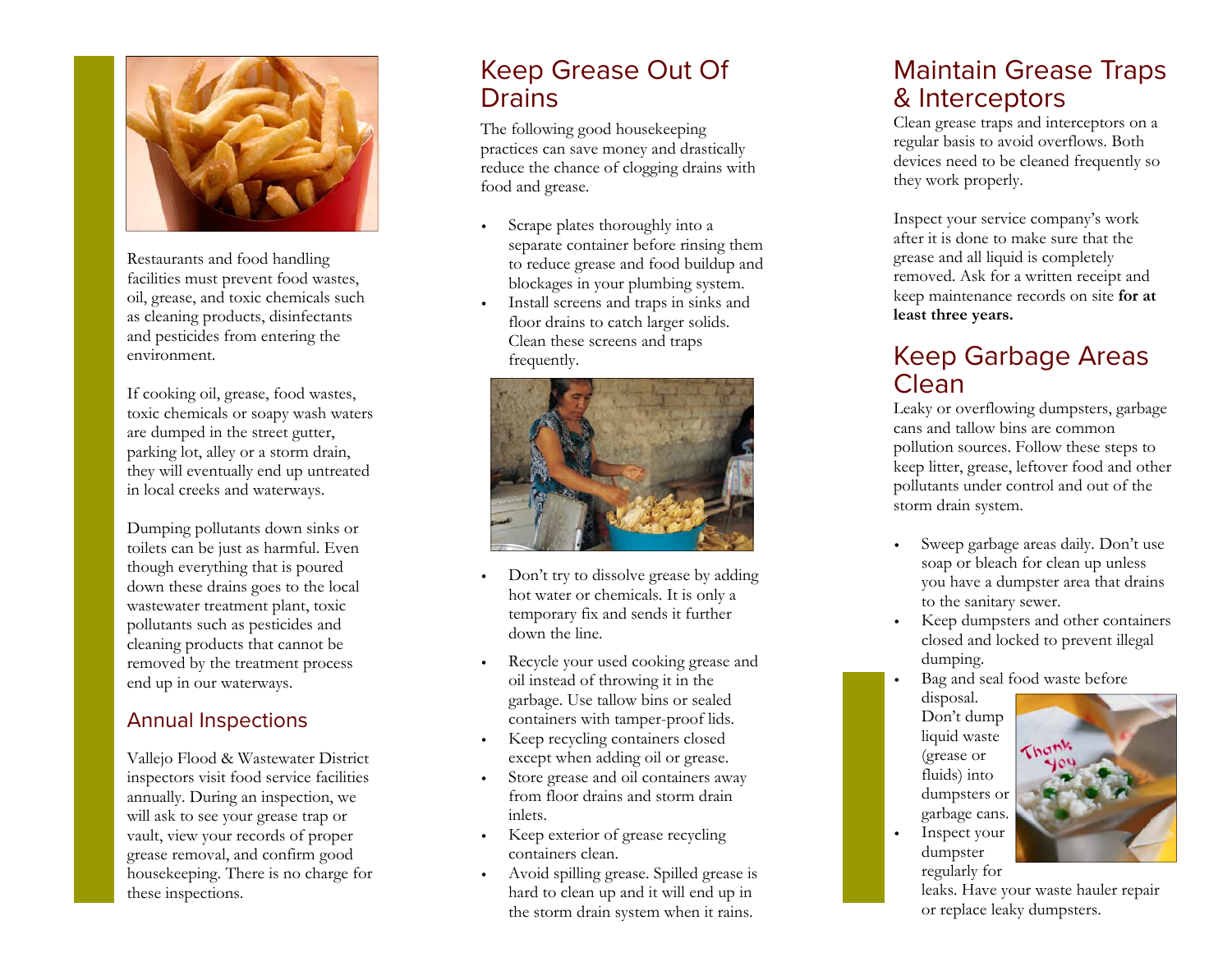Restaurants and food handling facilities must prevent food wastes, oil, grease, and toxic chemicals such as cleaning products, disinfectants and pesticides from entering the environment.

If cooking oil, grease, food wastes, toxic chemicals or soapy wash waters are dumped in the street gutter, parking lot, alley or a storm drain, they will eventually end up untreated in local creeks and waterways.

Dumping pollutants down sinks or toilets can be just as harmful. Even though everything that is poured down these drains goes to the local wastewater treatment plant, toxic pollutants such as pesticides and cleaning products that cannot be removed by the treatment process end up in our waterways.

### Annual Inspections

Vallejo Flood & Wastewater District inspectors visit food service facilities annually. During an inspection, we will ask to see your grease trap or vault, view your records of proper grease removal, and confirm good housekeeping. There is no charge for these inspections.

## Keep Grease Out Of Drains

The following good housekeeping practices can save money and drastically reduce the chance of clogging drains with food and grease.

- Scrape plates thoroughly into a separate container before rinsing them to reduce grease and food buildup and blockages in your plumbing system.
- Install screens and traps in sinks and floor drains to catch larger solids. Clean these screens and traps frequently.
- Don't try to dissolve grease by adding hot water or chemicals. It is only a temporary fix and sends it further down the line.
- Recycle your used cooking grease and oil instead of throwing it in the garbage. Use tallow bins or sealed containers with tamper-proof lids.
- Keep recycling containers closed except when adding oil or grease.
- Store grease and oil containers away from floor drains and storm drain inlets.
- Keep exterior of grease recycling containers clean.
- Avoid spilling grease. Spilled grease is hard to clean up and it will end up in the storm drain system when it rains.

## Maintain Grease Traps & Interceptors

Clean grease traps and interceptors on a regular basis to avoid overflows. Both devices need to be cleaned frequently so they work properly.

Inspect your service company's work after it is done to make sure that the grease and all liquid is completely removed. Ask for a written receipt and keep maintenance records on site **for at least three years.**

## Keep Garbage Areas Clean

Leaky or overflowing dumpsters, garbage cans and tallow bins are common pollution sources. Follow these steps to keep litter, grease, leftover food and other pollutants under control and out of the storm drain system.

- Sweep garbage areas daily. Don't use soap or bleach for clean up unless you have a dumpster area that drains to the sanitary sewer.
- Keep dumpsters and other containers closed and locked to prevent illegal dumping.
- Bag and seal food waste before disposal. Don't dump liquid waste (grease or fluids) into dumpsters or garbage cans.
- Inspect your dumpster regularly for leaks. Have your waste hauler repair or replace leaky dumpsters.